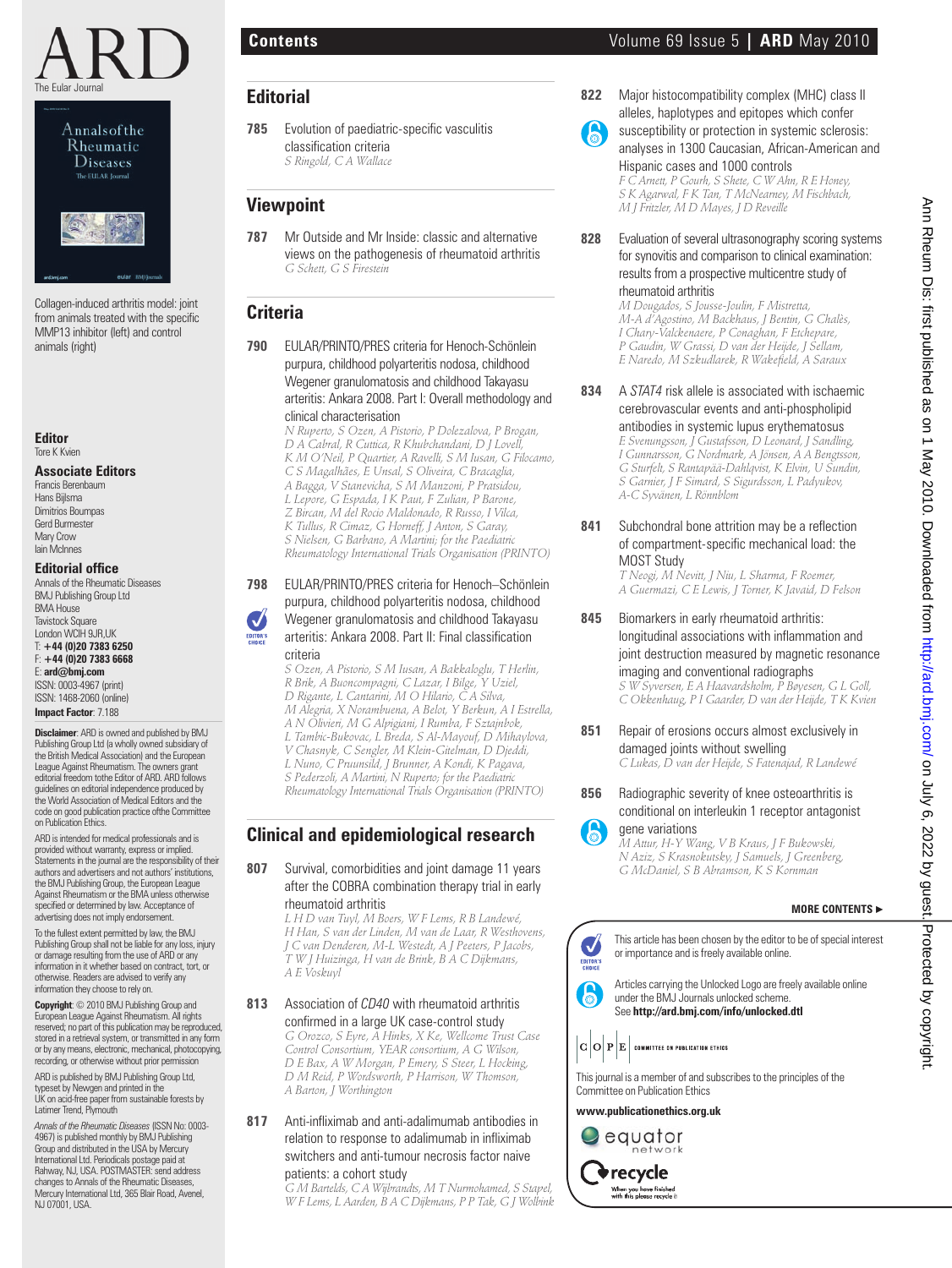# Contents

## Editorial

**785** Evolution of paediatric-specific vasculitis classification criteria
*S Ringold, C A Wallace*

## Viewpoint

**787** Mr Outside and Mr Inside: classic and alternative views on the pathogenesis of rheumatoid arthritis
*G Schett, G S Firestein*

## Criteria

**790** EULAR/PRINTO/PRES criteria for Henoch-Schönlein purpura, childhood polyarteritis nodosa, childhood Wegener granulomatosis and childhood Takayasu arteritis: Ankara 2008. Part I: Overall methodology and clinical characterisation
*N Ruperto, S Ozen, A Pistorio, P Dolezalova, P Brogan, D A Cabral, R Cuttica, R Khubchandani, D J Lovell, K M O'Neil, P Quartier, A Ravelli, S M Iusan, G Filocamo, C S Magalhães, E Unsal, S Oliveira, C Bracaglia, A Bagga, V Stanevicha, S M Manzoni, P Pratsidou, L Lepore, G Espada, I K Paut, F Zulian, P Barone, Z Bircan, M del Rocio Maldonado, R Russo, I Vilca, K Tullus, R Cimaz, G Horneff, J Anton, S Garay, S Nielsen, G Barbano, A Martini; for the Paediatric Rheumatology International Trials Organisation (PRINTO)*

**798** EULAR/PRINTO/PRES criteria for Henoch–Schönlein purpura, childhood polyarteritis nodosa, childhood Wegener granulomatosis and childhood Takayasu arteritis: Ankara 2008. Part II: Final classification criteria (Editor's choice)
*S Ozen, A Pistorio, S M Iusan, A Bakkaloglu, T Herlin, R Brik, A Buoncompagni, C Lazar, I Bilge, Y Uziel, D Rigante, L Cantarini, M O Hilario, C A Silva, M Alegria, X Norambuena, A Belot, Y Berkun, A I Estrella, A N Olivieri, M G Alpigiani, I Rumba, F Sztajnbok, L Tambic-Bukovac, L Breda, S Al-Mayouf, D Mihaylova, V Chasnyk, C Sengler, M Klein-Gitelman, D Djeddi, L Nuno, C Pruunsild, J Brunner, A Kondi, K Pagava, S Pederzoli, A Martini, N Ruperto; for the Paediatric Rheumatology International Trials Organisation (PRINTO)*

## Clinical and epidemiological research

**807** Survival, comorbidities and joint damage 11 years after the COBRA combination therapy trial in early rheumatoid arthritis
*L H D van Tuyl, M Boers, W F Lems, R B Landewé, H Han, S van der Linden, M van de Laar, R Westhovens, J C van Denderen, M-L Westedt, A J Peeters, P Jacobs, T W J Huizinga, H van de Brink, B A C Dijkmans, A E Voskuyl*

**813** Association of *CD40* with rheumatoid arthritis confirmed in a large UK case-control study
*G Orozco, S Eyre, A Hinks, X Ke, Wellcome Trust Case Control Consortium, YEAR consortium, A G Wilson, D E Bax, A W Morgan, P Emery, S Steer, L Hocking, D M Reid, P Wordsworth, P Harrison, W Thomson, A Barton, J Worthington*

**817** Anti-infliximab and anti-adalimumab antibodies in relation to response to adalimumab in infliximab switchers and anti-tumour necrosis factor naive patients: a cohort study
*G M Bartelds, C A Wijbrandts, M T Nurmohamed, S Stapel, W F Lems, L Aarden, B A C Dijkmans, P P Tak, G J Wolbink*

**822** Major histocompatibility complex (MHC) class II alleles, haplotypes and epitopes which confer susceptibility or protection in systemic sclerosis: analyses in 1300 Caucasian, African-American and Hispanic cases and 1000 controls (Unlocked)
*F C Arnett, P Gourh, S Shete, C W Ahn, R E Honey, S K Agarwal, F K Tan, T McNearney, M Fischbach, M J Fritzler, M D Mayes, J D Reveille*

**828** Evaluation of several ultrasonography scoring systems for synovitis and comparison to clinical examination: results from a prospective multicentre study of rheumatoid arthritis
*M Dougados, S Jousse-Joulin, F Mistretta, M-A d'Agostino, M Backhaus, J Bentin, G Chalès, I Chary-Valckenaere, P Conaghan, F Etchepare, P Gaudin, W Grassi, D van der Heijde, J Sellam, E Naredo, M Szkudlarek, R Wakefield, A Saraux*

**834** A *STAT4* risk allele is associated with ischaemic cerebrovascular events and anti-phospholipid antibodies in systemic lupus erythematosus
*E Svenungsson, J Gustafsson, D Leonard, J Sandling, I Gunnarsson, G Nordmark, A Jönsen, A A Bengtsson, G Sturfelt, S Rantapää-Dahlqvist, K Elvin, U Sundin, S Garnier, J F Simard, S Sigurdsson, L Padyukov, A-C Syvänen, L Rönnblom*

**841** Subchondral bone attrition may be a reflection of compartment-specific mechanical load: the MOST Study
*T Neogi, M Nevitt, J Niu, L Sharma, F Roemer, A Guermazi, C E Lewis, J Torner, K Javaid, D Felson*

**845** Biomarkers in early rheumatoid arthritis: longitudinal associations with inflammation and joint destruction measured by magnetic resonance imaging and conventional radiographs
*S W Syversen, E A Haavardsholm, P Bøyesen, G L Goll, C Okkenhaug, P I Gaarder, D van der Heijde, T K Kvien*

**851** Repair of erosions occurs almost exclusively in damaged joints without swelling
*C Lukas, D van der Heijde, S Fatenajad, R Landewé*

**856** Radiographic severity of knee osteoarthritis is conditional on interleukin 1 receptor antagonist gene variations (Unlocked)
*M Attur, H-Y Wang, V B Kraus, J F Bukowski, N Aziz, S Krasnokutsky, J Samuels, J Greenberg, G McDaniel, S B Abramson, K S Kornman*

**MORE CONTENTS ►**

Editor's choice: This article has been chosen by the editor to be of special interest or importance and is freely available online.

Articles carrying the Unlocked Logo are freely available online under the BMJ Journals unlocked scheme. See **http://ard.bmj.com/info/unlocked.dtl**

COPE — Committee on Publication Ethics

This journal is a member of and subscribes to the principles of the Committee on Publication Ethics

**www.publicationethics.org.uk**

equator network

recycle — When you have finished with this please recycle it

---

ARD — The Eular Journal

Annals of the Rheumatic Diseases — The EULAR Journal

Collagen-induced arthritis model: joint from animals treated with the specific MMP13 inhibitor (left) and control animals (right)

**Editor**
Tore K Kvien

**Associate Editors**
Francis Berenbaum
Hans Bijlsma
Dimitrios Boumpas
Gerd Burmester
Mary Crow
Iain McInnes

**Editorial office**
Annals of the Rheumatic Diseases
BMJ Publishing Group Ltd
BMA House
Tavistock Square
London WCIH 9JR,UK
T: **+44 (0)20 7383 6250**
F: **+44 (0)20 7383 6668**
E: **ard@bmj.com**
ISSN: 0003-4967 (print)
ISSN: 1468-2060 (online)
**Impact Factor**: 7.188

**Disclaimer**: ARD is owned and published by BMJ Publishing Group Ltd (a wholly owned subsidiary of the British Medical Association) and the European League Against Rheumatism. The owners grant editorial freedom tothe Editor of ARD. ARD follows guidelines on editorial independence produced by the World Association of Medical Editors and the code on good publication practice ofthe Committee on Publication Ethics.

ARD is intended for medical professionals and is provided without warranty, express or implied. Statements in the journal are the responsibility of their authors and advertisers and not authors' institutions, the BMJ Publishing Group, the European League Against Rheumatism or the BMA unless otherwise specified or determined by law. Acceptance of advertising does not imply endorsement.

To the fullest extent permitted by law, the BMJ Publishing Group shall not be liable for any loss, injury or damage resulting from the use of ARD or any information in it whether based on contract, tort, or otherwise. Readers are advised to verify any information they choose to rely on.

**Copyright**: © 2010 BMJ Publishing Group and European League Against Rheumatism. All rights reserved; no part of this publication may be reproduced, stored in a retrieval system, or transmitted in any form or by any means, electronic, mechanical, photocopying, recording, or otherwise without prior permission

ARD is published by BMJ Publishing Group Ltd, typeset by Newgen and printed in the UK on acid-free paper from sustainable forests by Latimer Trend, Plymouth

*Annals of the Rheumatic Diseases* (ISSN No: 0003-4967) is published monthly by BMJ Publishing Group and distributed in the USA by Mercury International Ltd. Periodicals postage paid at Rahway, NJ, USA. POSTMASTER: send address changes to Annals of the Rheumatic Diseases, Mercury International Ltd, 365 Blair Road, Avenel, NJ 07001, USA.

Ann Rheum Dis: first published as on 1 May 2010. Downloaded from http://ard.bmj.com/ on July 6, 2022 by guest. Protected by copyright.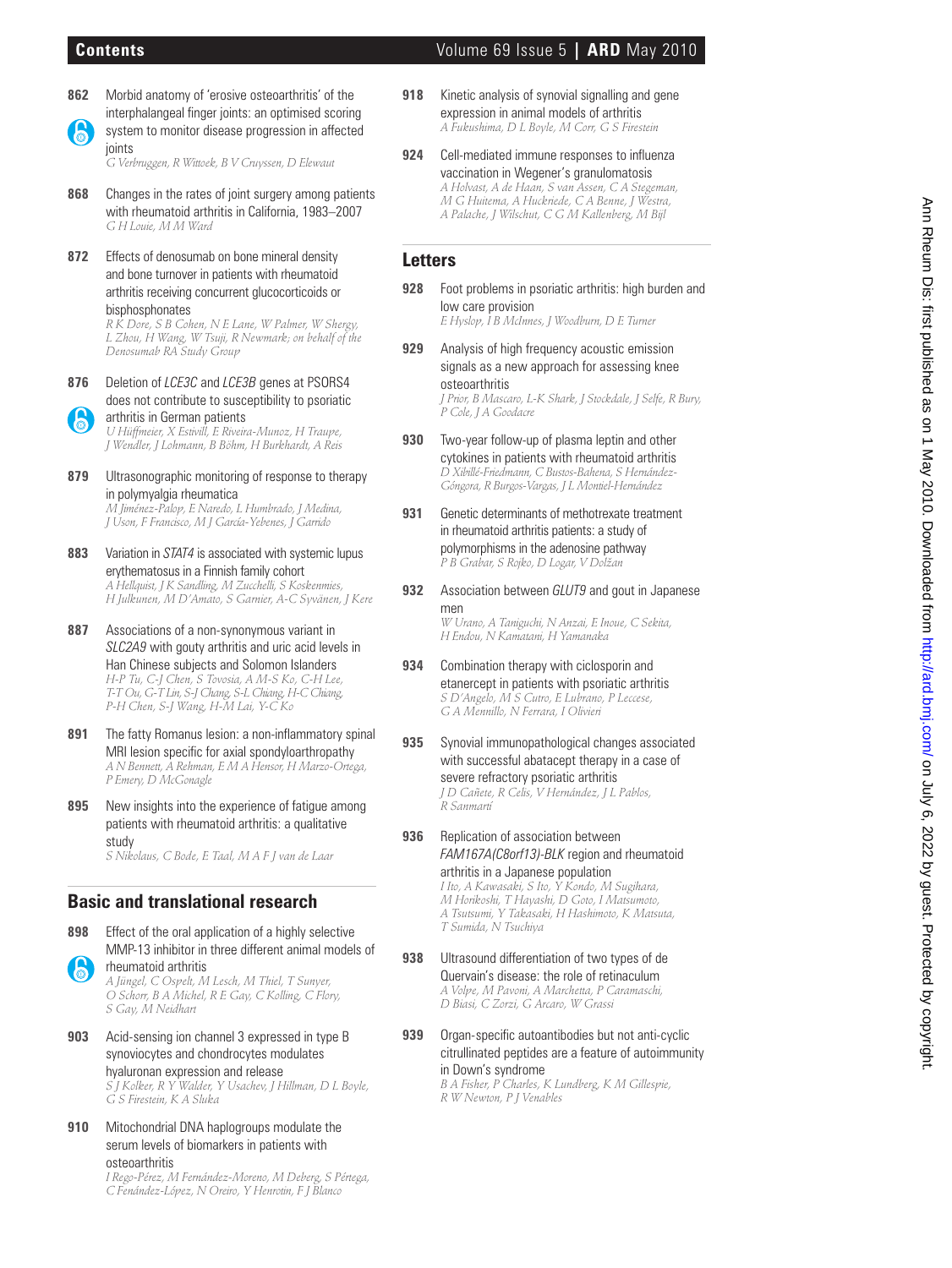**862** Morbid anatomy of 'erosive osteoarthritis' of the interphalangeal finger joints: an optimised scoring system to monitor disease progression in affected joints
*G Verbruggen, R Wittoek, B V Cruyssen, D Elewaut*

**868** Changes in the rates of joint surgery among patients with rheumatoid arthritis in California, 1983–2007
*G H Louie, M M Ward*

**872** Effects of denosumab on bone mineral density and bone turnover in patients with rheumatoid arthritis receiving concurrent glucocorticoids or bisphosphonates
*R K Dore, S B Cohen, N E Lane, W Palmer, W Shergy, L Zhou, H Wang, W Tsuji, R Newmark; on behalf of the Denosumab RA Study Group*

**876** Deletion of *LCE3C* and *LCE3B* genes at PSORS4 does not contribute to susceptibility to psoriatic arthritis in German patients
*U Hüffmeier, X Estivill, E Riveira-Munoz, H Traupe, J Wendler, J Lohmann, B Böhm, H Burkhardt, A Reis*

**879** Ultrasonographic monitoring of response to therapy in polymyalgia rheumatica
*M Jiménez-Palop, E Naredo, L Humbrado, J Medina, J Uson, F Francisco, M J García-Yebenes, J Garrido*

**883** Variation in *STAT4* is associated with systemic lupus erythematosus in a Finnish family cohort
*A Hellquist, J K Sandling, M Zucchelli, S Koskenmies, H Julkunen, M D'Amato, S Garnier, A-C Syvänen, J Kere*

**887** Associations of a non-synonymous variant in *SLC2A9* with gouty arthritis and uric acid levels in Han Chinese subjects and Solomon Islanders
*H-P Tu, C-J Chen, S Tovosia, A M-S Ko, C-H Lee, T-T Ou, G-T Lin, S-J Chang, S-L Chiang, H-C Chiang, P-H Chen, S-J Wang, H-M Lai, Y-C Ko*

**891** The fatty Romanus lesion: a non-inflammatory spinal MRI lesion specific for axial spondyloarthropathy
*A N Bennett, A Rehman, E M A Hensor, H Marzo-Ortega, P Emery, D McGonagle*

**895** New insights into the experience of fatigue among patients with rheumatoid arthritis: a qualitative study
*S Nikolaus, C Bode, E Taal, M A F J van de Laar*

## Basic and translational research

**898** Effect of the oral application of a highly selective MMP-13 inhibitor in three different animal models of rheumatoid arthritis
*A Jüngel, C Ospelt, M Lesch, M Thiel, T Sunyer, O Schorr, B A Michel, R E Gay, C Kolling, C Flory, S Gay, M Neidhart*

**903** Acid-sensing ion channel 3 expressed in type B synoviocytes and chondrocytes modulates hyaluronan expression and release
*S J Kolker, R Y Walder, Y Usachev, J Hillman, D L Boyle, G S Firestein, K A Sluka*

**910** Mitochondrial DNA haplogroups modulate the serum levels of biomarkers in patients with osteoarthritis
*I Rego-Pérez, M Fernández-Moreno, M Deberg, S Pértega, C Fenández-López, N Oreiro, Y Henrotin, F J Blanco*

**918** Kinetic analysis of synovial signalling and gene expression in animal models of arthritis
*A Fukushima, D L Boyle, M Corr, G S Firestein*

**924** Cell-mediated immune responses to influenza vaccination in Wegener's granulomatosis
*A Holvast, A de Haan, S van Assen, C A Stegeman, M G Huitema, A Huckriede, C A Benne, J Westra, A Palache, J Wilschut, C G M Kallenberg, M Bijl*

## Letters

**928** Foot problems in psoriatic arthritis: high burden and low care provision
*E Hyslop, I B McInnes, J Woodburn, D E Turner*

**929** Analysis of high frequency acoustic emission signals as a new approach for assessing knee osteoarthritis
*J Prior, B Mascaro, L-K Shark, J Stockdale, J Selfe, R Bury, P Cole, J A Goodacre*

**930** Two-year follow-up of plasma leptin and other cytokines in patients with rheumatoid arthritis
*D Xibillé-Friedmann, C Bustos-Bahena, S Hernández-Góngora, R Burgos-Vargas, J L Montiel-Hernández*

**931** Genetic determinants of methotrexate treatment in rheumatoid arthritis patients: a study of polymorphisms in the adenosine pathway
*P B Grabar, S Rojko, D Logar, V Dolžan*

**932** Association between *GLUT9* and gout in Japanese men
*W Urano, A Taniguchi, N Anzai, E Inoue, C Sekita, H Endou, N Kamatani, H Yamanaka*

**934** Combination therapy with ciclosporin and etanercept in patients with psoriatic arthritis
*S D'Angelo, M S Cutro, E Lubrano, P Leccese, G A Mennillo, N Ferrara, I Olivieri*

**935** Synovial immunopathological changes associated with successful abatacept therapy in a case of severe refractory psoriatic arthritis
*J D Cañete, R Celis, V Hernández, J L Pablos, R Sanmartí*

**936** Replication of association between *FAM167A(C8orf13)-BLK* region and rheumatoid arthritis in a Japanese population
*I Ito, A Kawasaki, S Ito, Y Kondo, M Sugihara, M Horikoshi, T Hayashi, D Goto, I Matsumoto, A Tsutsumi, Y Takasaki, H Hashimoto, K Matsuta, T Sumida, N Tsuchiya*

**938** Ultrasound differentiation of two types of de Quervain's disease: the role of retinaculum
*A Volpe, M Pavoni, A Marchetta, P Caramaschi, D Biasi, C Zorzi, G Arcaro, W Grassi*

**939** Organ-specific autoantibodies but not anti-cyclic citrullinated peptides are a feature of autoimmunity in Down's syndrome
*B A Fisher, P Charles, K Lundberg, K M Gillespie, R W Newton, P J Venables*